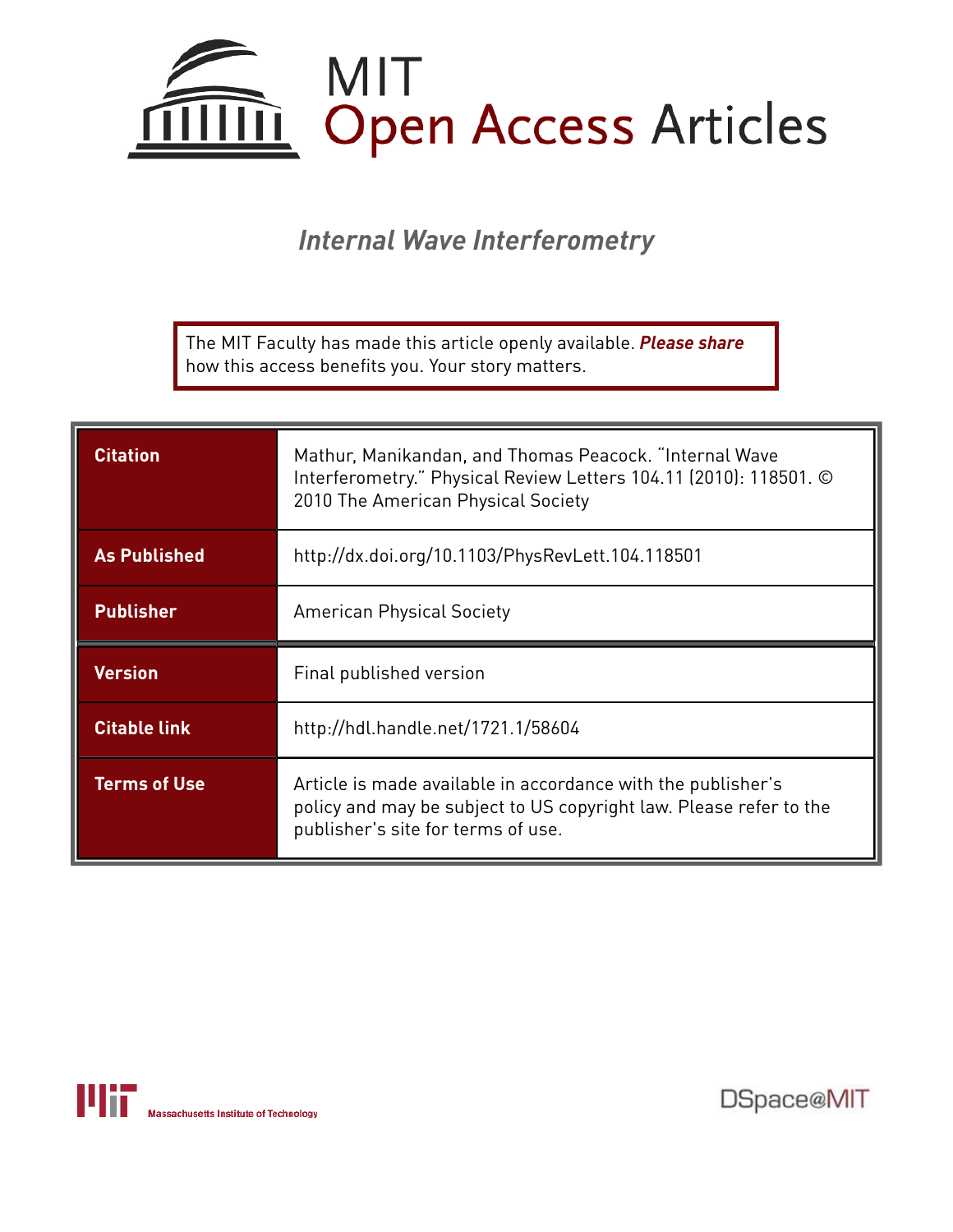# MIT Open Access Articles

## *Internal Wave Interferometry*

The MIT Faculty has made this article openly available. ***Please share*** how this access benefits you. Your story matters.

| | |
|---|---|
| **Citation** | Mathur, Manikandan, and Thomas Peacock. “Internal Wave Interferometry.” Physical Review Letters 104.11 (2010): 118501. © 2010 The American Physical Society |
| **As Published** | http://dx.doi.org/10.1103/PhysRevLett.104.118501 |
| **Publisher** | American Physical Society |
| **Version** | Final published version |
| **Citable link** | http://hdl.handle.net/1721.1/58604 |
| **Terms of Use** | Article is made available in accordance with the publisher's policy and may be subject to US copyright law. Please refer to the publisher's site for terms of use. |

Massachusetts Institute of Technology

DSpace@MIT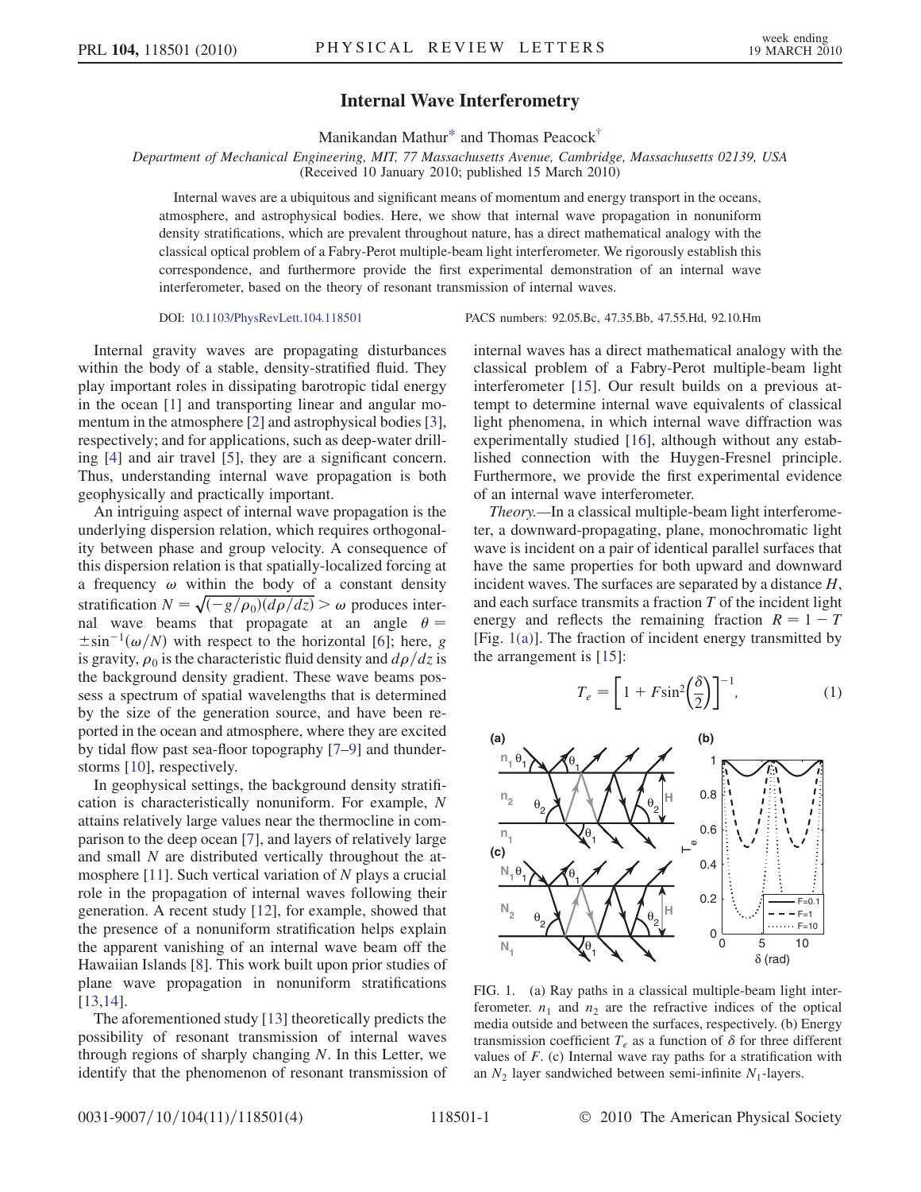# Internal Wave Interferometry

Manikandan Mathur[*] and Thomas Peacock[†]

*Department of Mechanical Engineering, MIT, 77 Massachusetts Avenue, Cambridge, Massachusetts 02139, USA*
(Received 10 January 2010; published 15 March 2010)

Internal waves are a ubiquitous and significant means of momentum and energy transport in the oceans, atmosphere, and astrophysical bodies. Here, we show that internal wave propagation in nonuniform density stratifications, which are prevalent throughout nature, has a direct mathematical analogy with the classical optical problem of a Fabry-Perot multiple-beam light interferometer. We rigorously establish this correspondence, and furthermore provide the first experimental demonstration of an internal wave interferometer, based on the theory of resonant transmission of internal waves.

DOI: 10.1103/PhysRevLett.104.118501 PACS numbers: 92.05.Bc, 47.35.Bb, 47.55.Hd, 92.10.Hm

Internal gravity waves are propagating disturbances within the body of a stable, density-stratified fluid. They play important roles in dissipating barotropic tidal energy in the ocean [1] and transporting linear and angular momentum in the atmosphere [2] and astrophysical bodies [3], respectively; and for applications, such as deep-water drilling [4] and air travel [5], they are a significant concern. Thus, understanding internal wave propagation is both geophysically and practically important.

An intriguing aspect of internal wave propagation is the underlying dispersion relation, which requires orthogonality between phase and group velocity. A consequence of this dispersion relation is that spatially-localized forcing at a frequency $\omega$ within the body of a constant density stratification $N = \sqrt{(-g/\rho_0)(d\rho/dz)} > \omega$ produces internal wave beams that propagate at an angle $\theta = \pm\sin^{-1}(\omega/N)$ with respect to the horizontal [6]; here, $g$ is gravity, $\rho_0$ is the characteristic fluid density and $d\rho/dz$ is the background density gradient. These wave beams possess a spectrum of spatial wavelengths that is determined by the size of the generation source, and have been reported in the ocean and atmosphere, where they are excited by tidal flow past sea-floor topography [7–9] and thunderstorms [10], respectively.

In geophysical settings, the background density stratification is characteristically nonuniform. For example, $N$ attains relatively large values near the thermocline in comparison to the deep ocean [7], and layers of relatively large and small $N$ are distributed vertically throughout the atmosphere [11]. Such vertical variation of $N$ plays a crucial role in the propagation of internal waves following their generation. A recent study [12], for example, showed that the presence of a nonuniform stratification helps explain the apparent vanishing of an internal wave beam off the Hawaiian Islands [8]. This work built upon prior studies of plane wave propagation in nonuniform stratifications [13,14].

The aforementioned study [13] theoretically predicts the possibility of resonant transmission of internal waves through regions of sharply changing $N$. In this Letter, we identify that the phenomenon of resonant transmission of internal waves has a direct mathematical analogy with the classical problem of a Fabry-Perot multiple-beam light interferometer [15]. Our result builds on a previous attempt to determine internal wave equivalents of classical light phenomena, in which internal wave diffraction was experimentally studied [16], although without any established connection with the Huygen-Fresnel principle. Furthermore, we provide the first experimental evidence of an internal wave interferometer.

*Theory.*—In a classical multiple-beam light interferometer, a downward-propagating, plane, monochromatic light wave is incident on a pair of identical parallel surfaces that have the same properties for both upward and downward incident waves. The surfaces are separated by a distance $H$, and each surface transmits a fraction $T$ of the incident light energy and reflects the remaining fraction $R = 1 - T$ [Fig. 1(a)]. The fraction of incident energy transmitted by the arrangement is [15]:

$$T_e = \left[1 + F\sin^2\left(\frac{\delta}{2}\right)\right]^{-1}, \tag{1}$$

FIG. 1. (a) Ray paths in a classical multiple-beam light interferometer. $n_1$ and $n_2$ are the refractive indices of the optical media outside and between the surfaces, respectively. (b) Energy transmission coefficient $T_e$ as a function of $\delta$ for three different values of $F$. (c) Internal wave ray paths for a stratification with an $N_2$ layer sandwiched between semi-infinite $N_1$-layers.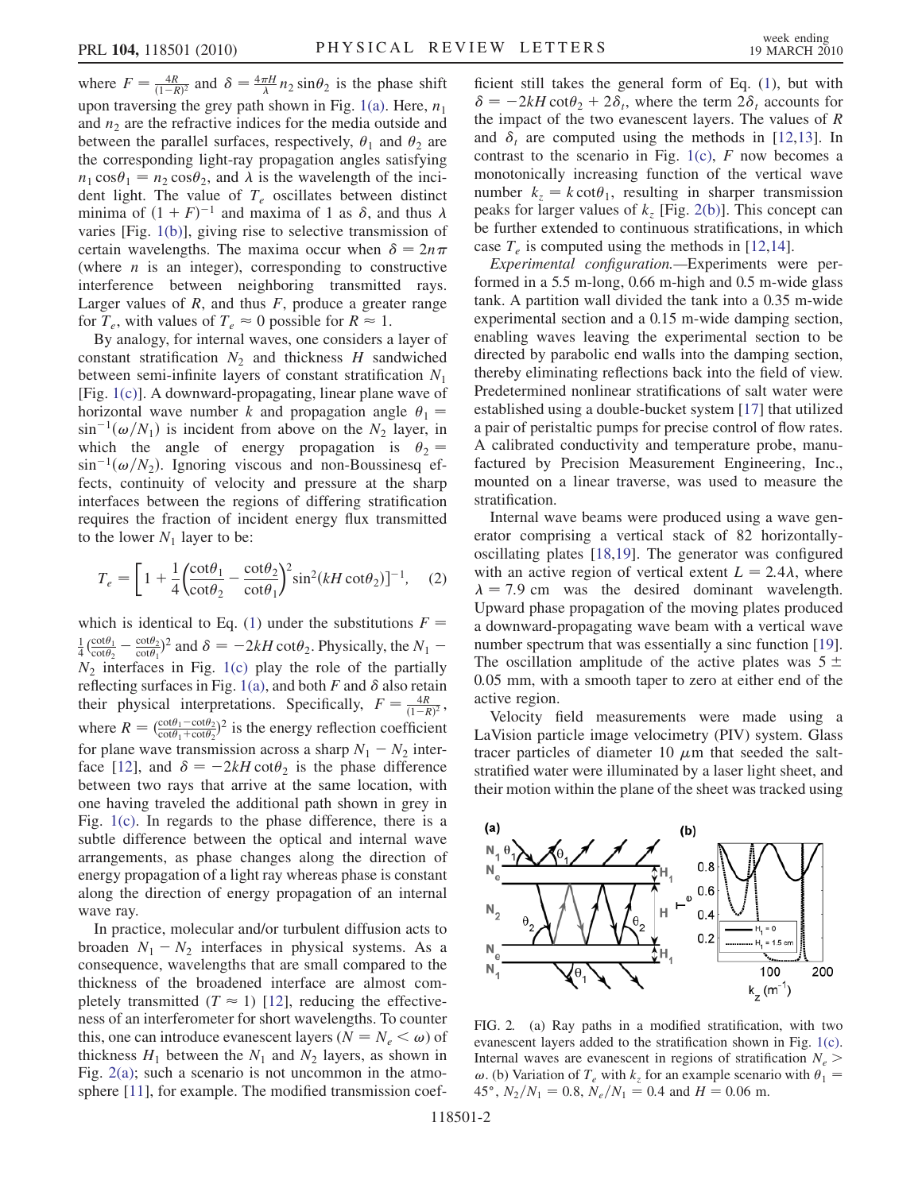where $F = \frac{4R}{(1-R)^2}$ and $\delta = \frac{4\pi H}{\lambda} n_2 \sin\theta_2$ is the phase shift upon traversing the grey path shown in Fig. 1(a). Here, $n_1$ and $n_2$ are the refractive indices for the media outside and between the parallel surfaces, respectively, $\theta_1$ and $\theta_2$ are the corresponding light-ray propagation angles satisfying $n_1 \cos\theta_1 = n_2 \cos\theta_2$, and $\lambda$ is the wavelength of the incident light. The value of $T_e$ oscillates between distinct minima of $(1+F)^{-1}$ and maxima of 1 as $\delta$, and thus $\lambda$ varies [Fig. 1(b)], giving rise to selective transmission of certain wavelengths. The maxima occur when $\delta = 2n\pi$ (where $n$ is an integer), corresponding to constructive interference between neighboring transmitted rays. Larger values of $R$, and thus $F$, produce a greater range for $T_e$, with values of $T_e \approx 0$ possible for $R \approx 1$.

By analogy, for internal waves, one considers a layer of constant stratification $N_2$ and thickness $H$ sandwiched between semi-infinite layers of constant stratification $N_1$ [Fig. 1(c)]. A downward-propagating, linear plane wave of horizontal wave number $k$ and propagation angle $\theta_1 = \sin^{-1}(\omega/N_1)$ is incident from above on the $N_2$ layer, in which the angle of energy propagation is $\theta_2 = \sin^{-1}(\omega/N_2)$. Ignoring viscous and non-Boussinesq effects, continuity of velocity and pressure at the sharp interfaces between the regions of differing stratification requires the fraction of incident energy flux transmitted to the lower $N_1$ layer to be:

$$T_e = \left[1 + \frac{1}{4}\left(\frac{\cot\theta_1}{\cot\theta_2} - \frac{\cot\theta_2}{\cot\theta_1}\right)^2 \sin^2(kH\cot\theta_2)\right]^{-1}, \quad (2)$$

which is identical to Eq. (1) under the substitutions $F = \frac{1}{4}\left(\frac{\cot\theta_1}{\cot\theta_2} - \frac{\cot\theta_2}{\cot\theta_1}\right)^2$ and $\delta = -2kH\cot\theta_2$. Physically, the $N_1 - N_2$ interfaces in Fig. 1(c) play the role of the partially reflecting surfaces in Fig. 1(a), and both $F$ and $\delta$ also retain their physical interpretations. Specifically, $F = \frac{4R}{(1-R)^2}$, where $R = \left(\frac{\cot\theta_1 - \cot\theta_2}{\cot\theta_1 + \cot\theta_2}\right)^2$ is the energy reflection coefficient for plane wave transmission across a sharp $N_1 - N_2$ interface [12], and $\delta = -2kH\cot\theta_2$ is the phase difference between two rays that arrive at the same location, with one having traveled the additional path shown in grey in Fig. 1(c). In regards to the phase difference, there is a subtle difference between the optical and internal wave arrangements, as phase changes along the direction of energy propagation of a light ray whereas phase is constant along the direction of energy propagation of an internal wave ray.

In practice, molecular and/or turbulent diffusion acts to broaden $N_1 - N_2$ interfaces in physical systems. As a consequence, wavelengths that are small compared to the thickness of the broadened interface are almost completely transmitted ($T \approx 1$) [12], reducing the effectiveness of an interferometer for short wavelengths. To counter this, one can introduce evanescent layers ($N = N_e < \omega$) of thickness $H_1$ between the $N_1$ and $N_2$ layers, as shown in Fig. 2(a); such a scenario is not uncommon in the atmosphere [11], for example. The modified transmission coefficient still takes the general form of Eq. (1), but with $\delta = -2kH\cot\theta_2 + 2\delta_t$, where the term $2\delta_t$ accounts for the impact of the two evanescent layers. The values of $R$ and $\delta_t$ are computed using the methods in [12,13]. In contrast to the scenario in Fig. 1(c), $F$ now becomes a monotonically increasing function of the vertical wave number $k_z = k\cot\theta_1$, resulting in sharper transmission peaks for larger values of $k_z$ [Fig. 2(b)]. This concept can be further extended to continuous stratifications, in which case $T_e$ is computed using the methods in [12,14].

*Experimental configuration.*—Experiments were performed in a 5.5 m-long, 0.66 m-high and 0.5 m-wide glass tank. A partition wall divided the tank into a 0.35 m-wide experimental section and a 0.15 m-wide damping section, enabling waves leaving the experimental section to be directed by parabolic end walls into the damping section, thereby eliminating reflections back into the field of view. Predetermined nonlinear stratifications of salt water were established using a double-bucket system [17] that utilized a pair of peristaltic pumps for precise control of flow rates. A calibrated conductivity and temperature probe, manufactured by Precision Measurement Engineering, Inc., mounted on a linear traverse, was used to measure the stratification.

Internal wave beams were produced using a wave generator comprising a vertical stack of 82 horizontally-oscillating plates [18,19]. The generator was configured with an active region of vertical extent $L = 2.4\lambda$, where $\lambda = 7.9$ cm was the desired dominant wavelength. Upward phase propagation of the moving plates produced a downward-propagating wave beam with a vertical wave number spectrum that was essentially a sinc function [19]. The oscillation amplitude of the active plates was $5 \pm 0.05$ mm, with a smooth taper to zero at either end of the active region.

Velocity field measurements were made using a LaVision particle image velocimetry (PIV) system. Glass tracer particles of diameter 10 $\mu$m that seeded the salt-stratified water were illuminated by a laser light sheet, and their motion within the plane of the sheet was tracked using

FIG. 2. (a) Ray paths in a modified stratification, with two evanescent layers added to the stratification shown in Fig. 1(c). Internal waves are evanescent in regions of stratification $N_e > \omega$. (b) Variation of $T_e$ with $k_z$ for an example scenario with $\theta_1 = 45°$, $N_2/N_1 = 0.8$, $N_e/N_1 = 0.4$ and $H = 0.06$ m.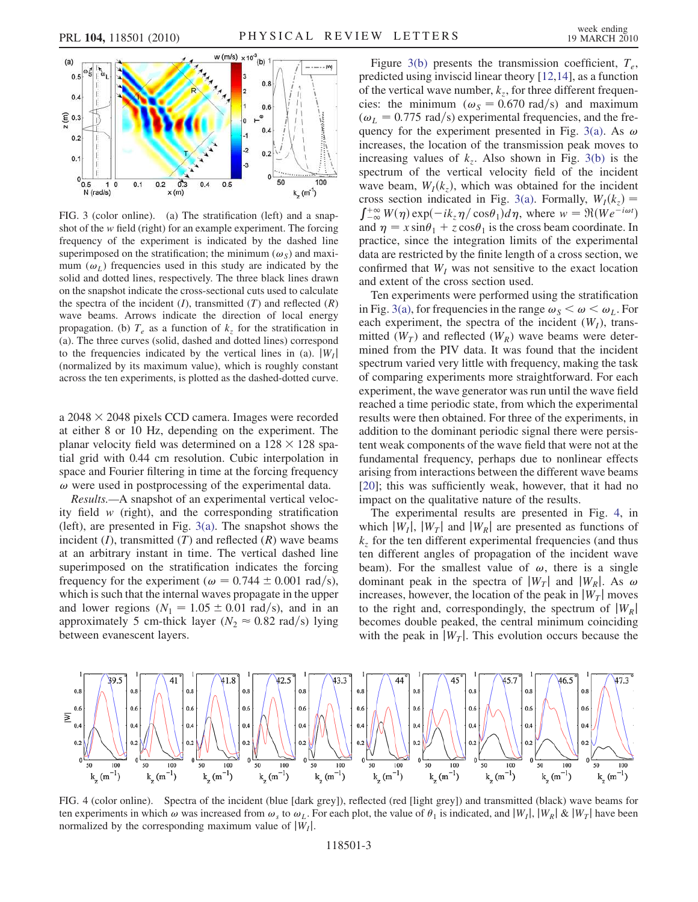FIG. 3 (color online). (a) The stratification (left) and a snapshot of the $w$ field (right) for an example experiment. The forcing frequency of the experiment is indicated by the dashed line superimposed on the stratification; the minimum ($\omega_S$) and maximum ($\omega_L$) frequencies used in this study are indicated by the solid and dotted lines, respectively. The three black lines drawn on the snapshot indicate the cross-sectional cuts used to calculate the spectra of the incident ($I$), transmitted ($T$) and reflected ($R$) wave beams. Arrows indicate the direction of local energy propagation. (b) $T_e$ as a function of $k_z$ for the stratification in (a). The three curves (solid, dashed and dotted lines) correspond to the frequencies indicated by the vertical lines in (a). $|W_I|$ (normalized by its maximum value), which is roughly constant across the ten experiments, is plotted as the dashed-dotted curve.

a $2048 \times 2048$ pixels CCD camera. Images were recorded at either 8 or 10 Hz, depending on the experiment. The planar velocity field was determined on a $128 \times 128$ spatial grid with 0.44 cm resolution. Cubic interpolation in space and Fourier filtering in time at the forcing frequency $\omega$ were used in postprocessing of the experimental data.

*Results.*—A snapshot of an experimental vertical velocity field $w$ (right), and the corresponding stratification (left), are presented in Fig. 3(a). The snapshot shows the incident ($I$), transmitted ($T$) and reflected ($R$) wave beams at an arbitrary instant in time. The vertical dashed line superimposed on the stratification indicates the forcing frequency for the experiment ($\omega = 0.744 \pm 0.001$ rad/s), which is such that the internal waves propagate in the upper and lower regions ($N_1 = 1.05 \pm 0.01$ rad/s), and in an approximately 5 cm-thick layer ($N_2 \approx 0.82$ rad/s) lying between evanescent layers.

Figure 3(b) presents the transmission coefficient, $T_e$, predicted using inviscid linear theory [12,14], as a function of the vertical wave number, $k_z$, for three different frequencies: the minimum ($\omega_S = 0.670$ rad/s) and maximum ($\omega_L = 0.775$ rad/s) experimental frequencies, and the frequency for the experiment presented in Fig. 3(a). As $\omega$ increases, the location of the transmission peak moves to increasing values of $k_z$. Also shown in Fig. 3(b) is the spectrum of the vertical velocity field of the incident wave beam, $W_I(k_z)$, which was obtained for the incident cross section indicated in Fig. 3(a). Formally, $W_I(k_z) = \int_{-\infty}^{+\infty} W(\eta) \exp(-ik_z\eta/\cos\theta_1)d\eta$, where $w = \Re(We^{-i\omega t})$ and $\eta = x\sin\theta_1 + z\cos\theta_1$ is the cross beam coordinate. In practice, since the integration limits of the experimental data are restricted by the finite length of a cross section, we confirmed that $W_I$ was not sensitive to the exact location and extent of the cross section used.

Ten experiments were performed using the stratification in Fig. 3(a), for frequencies in the range $\omega_S < \omega < \omega_L$. For each experiment, the spectra of the incident ($W_I$), transmitted ($W_T$) and reflected ($W_R$) wave beams were determined from the PIV data. It was found that the incident spectrum varied very little with frequency, making the task of comparing experiments more straightforward. For each experiment, the wave generator was run until the wave field reached a time periodic state, from which the experimental results were then obtained. For three of the experiments, in addition to the dominant periodic signal there were persistent weak components of the wave field that were not at the fundamental frequency, perhaps due to nonlinear effects arising from interactions between the different wave beams [20]; this was sufficiently weak, however, that it had no impact on the qualitative nature of the results.

The experimental results are presented in Fig. 4, in which $|W_I|$, $|W_T|$ and $|W_R|$ are presented as functions of $k_z$ for the ten different experimental frequencies (and thus ten different angles of propagation of the incident wave beam). For the smallest value of $\omega$, there is a single dominant peak in the spectra of $|W_T|$ and $|W_R|$. As $\omega$ increases, however, the location of the peak in $|W_T|$ moves to the right and, correspondingly, the spectrum of $|W_R|$ becomes double peaked, the central minimum coinciding with the peak in $|W_T|$. This evolution occurs because the

FIG. 4 (color online). Spectra of the incident (blue [dark grey]), reflected (red [light grey]) and transmitted (black) wave beams for ten experiments in which $\omega$ was increased from $\omega_s$ to $\omega_L$. For each plot, the value of $\theta_1$ is indicated, and $|W_I|$, $|W_R|$ & $|W_T|$ have been normalized by the corresponding maximum value of $|W_I|$.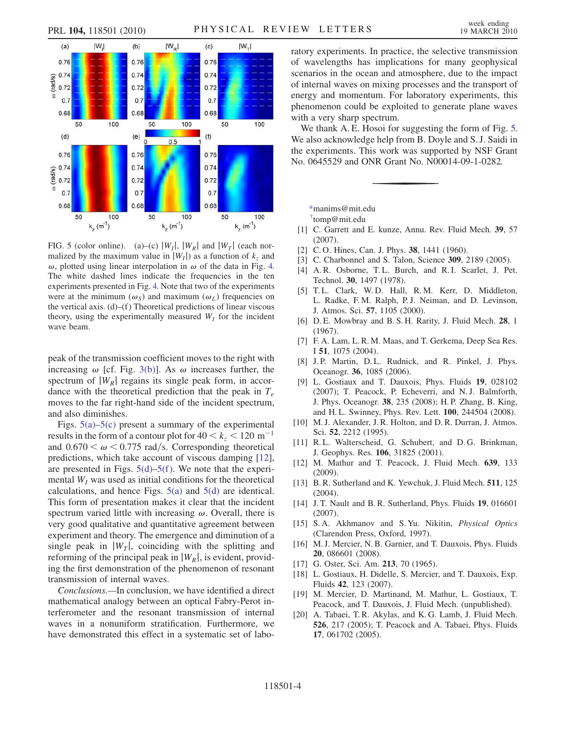(a) $|W_I|$

(b) $|W_R|$

(c) $|W_T|$

0.76
0.74
0.72
0.7
0.68

ω (rad/s)

50 100

(d) (e) (f)

0 0.5 1

$k_z$ (m$^{-1}$)

FIG. 5 (color online). (a)–(c) $|W_I|$, $|W_R|$ and $|W_T|$ (each normalized by the maximum value in $|W_I|$) as a function of $k_z$ and $\omega$, plotted using linear interpolation in $\omega$ of the data in Fig. 4. The white dashed lines indicate the frequencies in the ten experiments presented in Fig. 4. Note that two of the experiments were at the minimum ($\omega_S$) and maximum ($\omega_L$) frequencies on the vertical axis. (d)–(f) Theoretical predictions of linear viscous theory, using the experimentally measured $W_I$ for the incident wave beam.

peak of the transmission coefficient moves to the right with increasing $\omega$ [cf. Fig. 3(b)]. As $\omega$ increases further, the spectrum of $|W_R|$ regains its single peak form, in accordance with the theoretical prediction that the peak in $T_e$ moves to the far right-hand side of the incident spectrum, and also diminishes.

Figs. 5(a)–5(c) present a summary of the experimental results in the form of a contour plot for $40 < k_z < 120$ m$^{-1}$ and $0.670 < \omega < 0.775$ rad/s. Corresponding theoretical predictions, which take account of viscous damping [12], are presented in Figs. 5(d)–5(f). We note that the experimental $W_I$ was used as initial conditions for the theoretical calculations, and hence Figs. 5(a) and 5(d) are identical. This form of presentation makes it clear that the incident spectrum varied little with increasing $\omega$. Overall, there is very good qualitative and quantitative agreement between experiment and theory. The emergence and diminution of a single peak in $|W_T|$, coinciding with the splitting and reforming of the principal peak in $|W_R|$, is evident, providing the first demonstration of the phenomenon of resonant transmission of internal waves.

*Conclusions.*—In conclusion, we have identified a direct mathematical analogy between an optical Fabry-Perot interferometer and the resonant transmission of internal waves in a nonuniform stratification. Furthermore, we have demonstrated this effect in a systematic set of laboratory experiments. In practice, the selective transmission of wavelengths has implications for many geophysical scenarios in the ocean and atmosphere, due to the impact of internal waves on mixing processes and the transport of energy and momentum. For laboratory experiments, this phenomenon could be exploited to generate plane waves with a very sharp spectrum.

We thank A. E. Hosoi for suggesting the form of Fig. 5. We also acknowledge help from B. Doyle and S. J. Saidi in the experiments. This work was supported by NSF Grant No. 0645529 and ONR Grant No. N00014-09-1-0282.

*manims@mit.edu

†tomp@mit.edu

[1] C. Garrett and E. kunze, Annu. Rev. Fluid Mech. **39**, 57 (2007).

[2] C. O. Hines, Can. J. Phys. **38**, 1441 (1960).

[3] C. Charbonnel and S. Talon, Science **309**, 2189 (2005).

[4] A. R. Osborne, T. L. Burch, and R. I. Scarlet, J. Pet. Technol. **30**, 1497 (1978).

[5] T. L. Clark, W. D. Hall, R. M. Kerr, D. Middleton, L. Radke, F. M. Ralph, P. J. Neiman, and D. Levinson, J. Atmos. Sci. **57**, 1105 (2000).

[6] D. E. Mowbray and B. S. H. Rarity, J. Fluid Mech. **28**, 1 (1967).

[7] F. A. Lam, L. R. M. Maas, and T. Gerkema, Deep Sea Res. I **51**, 1075 (2004).

[8] J. P. Martin, D. L. Rudnick, and R. Pinkel, J. Phys. Oceanogr. **36**, 1085 (2006).

[9] L. Gostiaux and T. Dauxois, Phys. Fluids **19**, 028102 (2007); T. Peacock, P. Echeverri, and N. J. Balmforth, J. Phys. Oceanogr. **38**, 235 (2008); H. P. Zhang, B. King, and H. L. Swinney, Phys. Rev. Lett. **100**, 244504 (2008).

[10] M. J. Alexander, J. R. Holton, and D. R. Durran, J. Atmos. Sci. **52**, 2212 (1995).

[11] R. L. Walterscheid, G. Schubert, and D. G. Brinkman, J. Geophys. Res. **106**, 31825 (2001).

[12] M. Mathur and T. Peacock, J. Fluid Mech. **639**, 133 (2009).

[13] B. R. Sutherland and K. Yewchuk, J. Fluid Mech. **511**, 125 (2004).

[14] J. T. Nault and B. R. Sutherland, Phys. Fluids **19**, 016601 (2007).

[15] S. A. Akhmanov and S. Yu. Nikitin, *Physical Optics* (Clarendon Press, Oxford, 1997).

[16] M. J. Mercier, N. B. Garnier, and T. Dauxois, Phys. Fluids **20**, 086601 (2008).

[17] G. Oster, Sci. Am. **213**, 70 (1965).

[18] L. Gostiaux, H. Didelle, S. Mercier, and T. Dauxois, Exp. Fluids **42**, 123 (2007).

[19] M. Mercier, D. Martinand, M. Mathur, L. Gostiaux, T. Peacock, and T. Dauxois, J. Fluid Mech. (unpublished).

[20] A. Tabaei, T. R. Akylas, and K. G. Lamb, J. Fluid Mech. **526**, 217 (2005); T. Peacock and A. Tabaei, Phys. Fluids **17**, 061702 (2005).